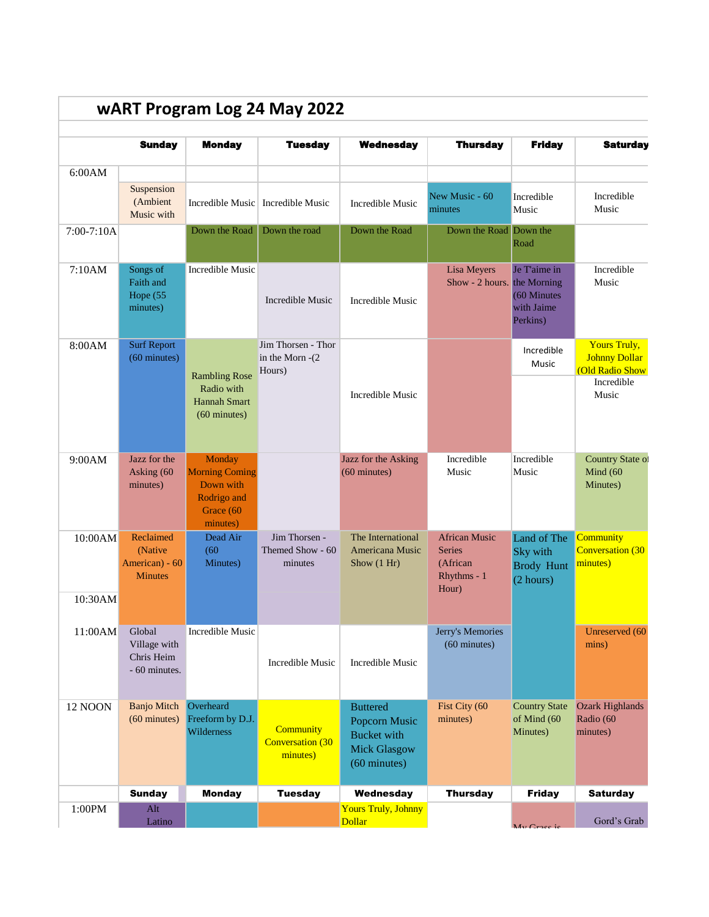# wART Program Log 24 May 2022

| | Sunday | Monday | Tuesday | Wednesday | Thursday | Friday | Saturday |
|---|---|---|---|---|---|---|---|
| 6:00AM | | | | | | | |
| | Suspension (Ambient Music with | Incredible Music | Incredible Music | Incredible Music | New Music - 60 minutes | Incredible Music | Incredible Music |
| 7:00-7:10A | | Down the Road | Down the road | Down the Road | Down the Road | Down the Road | |
| 7:10AM | Songs of Faith and Hope (55 minutes) | Incredible Music | Incredible Music | Incredible Music | Lisa Meyers Show - 2 hours. | Je T'aime in the Morning (60 Minutes with Jaime Perkins) | Incredible Music |
| 8:00AM | Surf Report (60 minutes) | Rambling Rose Radio with Hannah Smart (60 minutes) | Jim Thorsen - Thor in the Morn -(2 Hours) | Incredible Music | | Incredible Music | Yours Truly, Johnny Dollar (Old Radio Show<br>Incredible Music |
| 9:00AM | Jazz for the Asking (60 minutes) | Monday Morning Coming Down with Rodrigo and Grace (60 minutes) | | Jazz for the Asking (60 minutes) | Incredible Music | Incredible Music | Country State of Mind (60 Minutes) |
| 10:00AM | Reclaimed (Native American) - 60 Minutes | Dead Air (60 Minutes) | Jim Thorsen - Themed Show - 60 minutes | The International Americana Music Show (1 Hr) | African Music Series (African Rhythms - 1 Hour) | Land of The Sky with Brody Hunt (2 hours) | Community Conversation (30 minutes) |
| 10:30AM | | | | | | | |
| 11:00AM | Global Village with Chris Heim - 60 minutes. | Incredible Music | Incredible Music | Incredible Music | Jerry's Memories (60 minutes) | | Unreserved (60 mins) |
| 12 NOON | Banjo Mitch (60 minutes) | Overheard Freeform by D.J. Wilderness | Community Conversation (30 minutes) | Buttered Popcorn Music Bucket with Mick Glasgow (60 minutes) | Fist City (60 minutes) | Country State of Mind (60 Minutes) | Ozark Highlands Radio (60 minutes) |
| | **Sunday** | **Monday** | **Tuesday** | **Wednesday** | **Thursday** | **Friday** | **Saturday** |
| 1:00PM | Alt Latino | | | Yours Truly, Johnny Dollar | | My Grass is | Gord's Grab |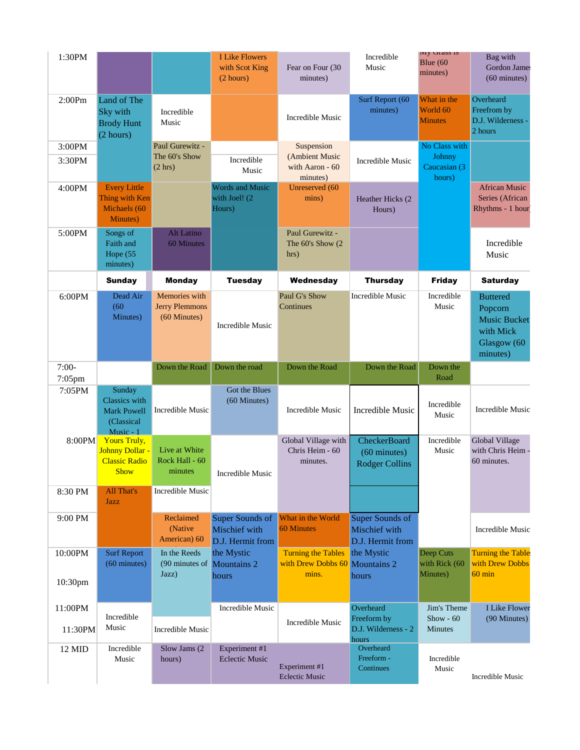| | | | | | | | |
|---|---|---|---|---|---|---|---|
| 1:30PM | | | I Like Flowers with Scot King (2 hours) | Fear on Four (30 minutes) | Incredible Music | My Grass is Blue (60 minutes) | Bag with Gordon James (60 minutes) |
| 2:00Pm | Land of The Sky with Brody Hunt (2 hours) | Incredible Music | | Incredible Music | Surf Report (60 minutes) | What in the World 60 Minutes | Overheard Freefrom by D.J. Wilderness - 2 hours |
| 3:00PM | | Paul Gurewitz - The 60's Show (2 hrs) | | Suspension (Ambient Music with Aaron - 60 minutes) | Incredible Music | No Class with Johnny Caucasian (3 hours) | |
| 3:30PM | | | Incredible Music | | | | |
| 4:00PM | Every Little Thing with Ken Michaels (60 Minutes) | | Words and Music with Joel! (2 Hours) | Unreserved (60 mins) | Heather Hicks (2 Hours) | | African Music Series (African Rhythms - 1 hour) |
| 5:00PM | Songs of Faith and Hope (55 minutes) | Alt Latino 60 Minutes | | Paul Gurewitz - The 60's Show (2 hrs) | | | Incredible Music |
| | **Sunday** | **Monday** | **Tuesday** | **Wednesday** | **Thursday** | **Friday** | **Saturday** |
| 6:00PM | Dead Air (60 Minutes) | Memories with Jerry Plemmons (60 Minutes) | Incredible Music | Paul G's Show Continues | Incredible Music | Incredible Music | Buttered Popcorn Music Bucket with Mick Glasgow (60 minutes) |
| 7:00-7:05pm | | Down the Road | Down the road | Down the Road | Down the Road | Down the Road | |
| 7:05PM | Sunday Classics with Mark Powell (Classical Music - 1 | Incredible Music | Got the Blues (60 Minutes) | Incredible Music | Incredible Music | Incredible Music | Incredible Music |
| 8:00PM | Yours Truly, Johnny Dollar - Classic Radio Show | Live at White Rock Hall - 60 minutes | Incredible Music | Global Village with Chris Heim - 60 minutes. | CheckerBoard (60 minutes) Rodger Collins | Incredible Music | Global Village with Chris Heim - 60 minutes. |
| 8:30 PM | All That's Jazz | Incredible Music | | | | | |
| 9:00 PM | | Reclaimed (Native American) 60 | Super Sounds of Mischief with D.J. Hermit from the Mystic Mountains 2 hours | What in the World 60 Minutes | Super Sounds of Mischief with D.J. Hermit from the Mystic Mountains 2 hours | | Incredible Music |
| 10:00PM | Surf Report (60 minutes) | In the Reeds (90 minutes of Jazz) | | Turning the Tables with Drew Dobbs 60 mins. | | Deep Cuts with Rick (60 Minutes) | Turning the Tables with Drew Dobbs 60 min |
| 10:30pm | | | | | | | |
| 11:00PM | Incredible Music | | Incredible Music | Incredible Music | Overheard Freeform by D.J. Wilderness - 2 hours | Jim's Theme Show - 60 Minutes | I Like Flowers (90 Minutes) |
| 11:30PM | | Incredible Music | | | | | |
| 12 MID | Incredible Music | Slow Jams (2 hours) | Experiment #1 Eclectic Music | Experiment #1 Eclectic Music | Overheard Freeform - Continues | Incredible Music | Incredible Music |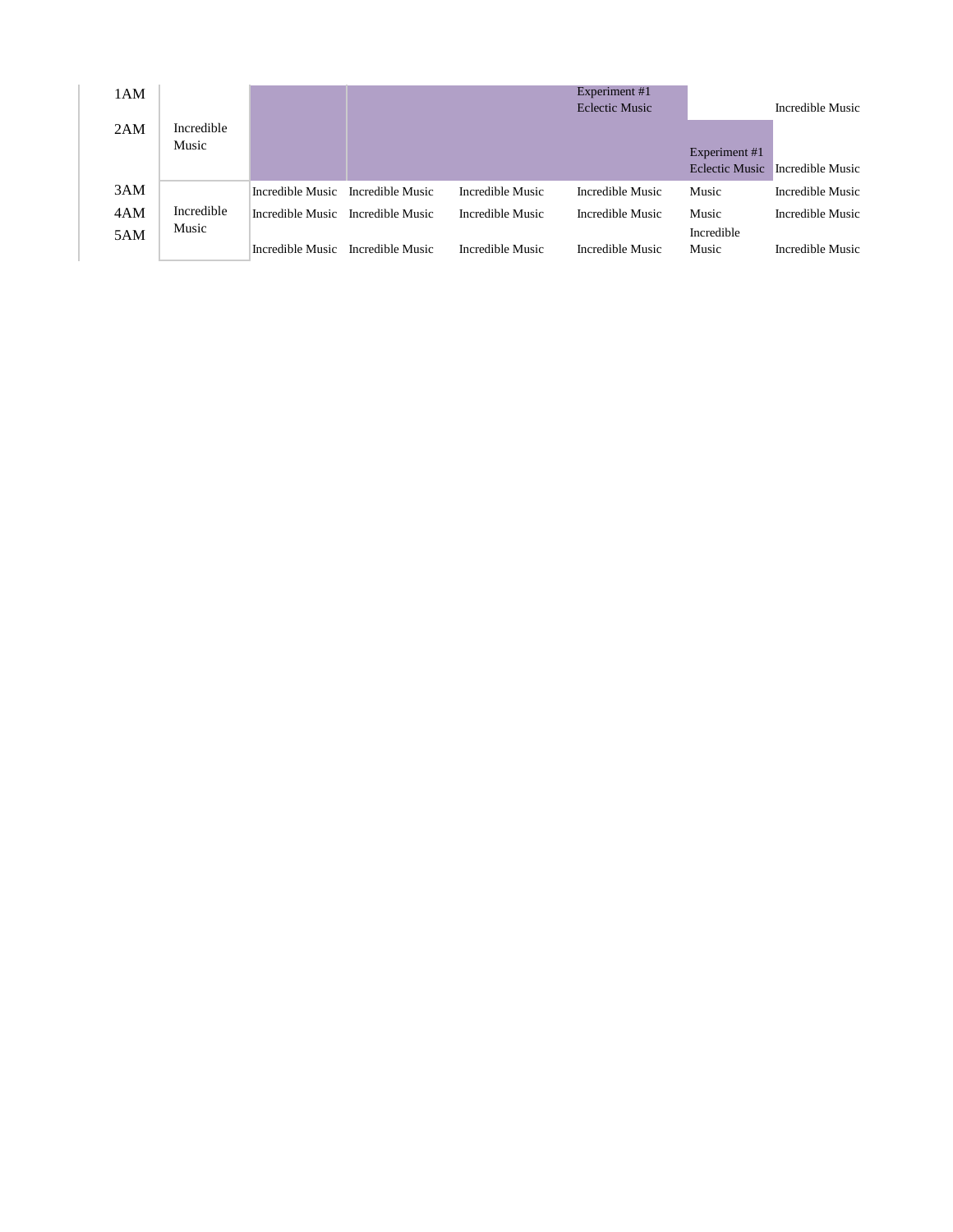| | | | | | | | |
|---|---|---|---|---|---|---|---|
| 1AM | Incredible Music | | | | Experiment #1 Eclectic Music | | Incredible Music |
| 2AM | | | | | | Experiment #1 Eclectic Music | Incredible Music |
| 3AM | Incredible Music | Incredible Music | Incredible Music | Incredible Music | Incredible Music | Music | Incredible Music |
| 4AM | | Incredible Music | Incredible Music | Incredible Music | Incredible Music | Music | Incredible Music |
| 5AM | | Incredible Music | Incredible Music | Incredible Music | Incredible Music | Incredible Music | Incredible Music |